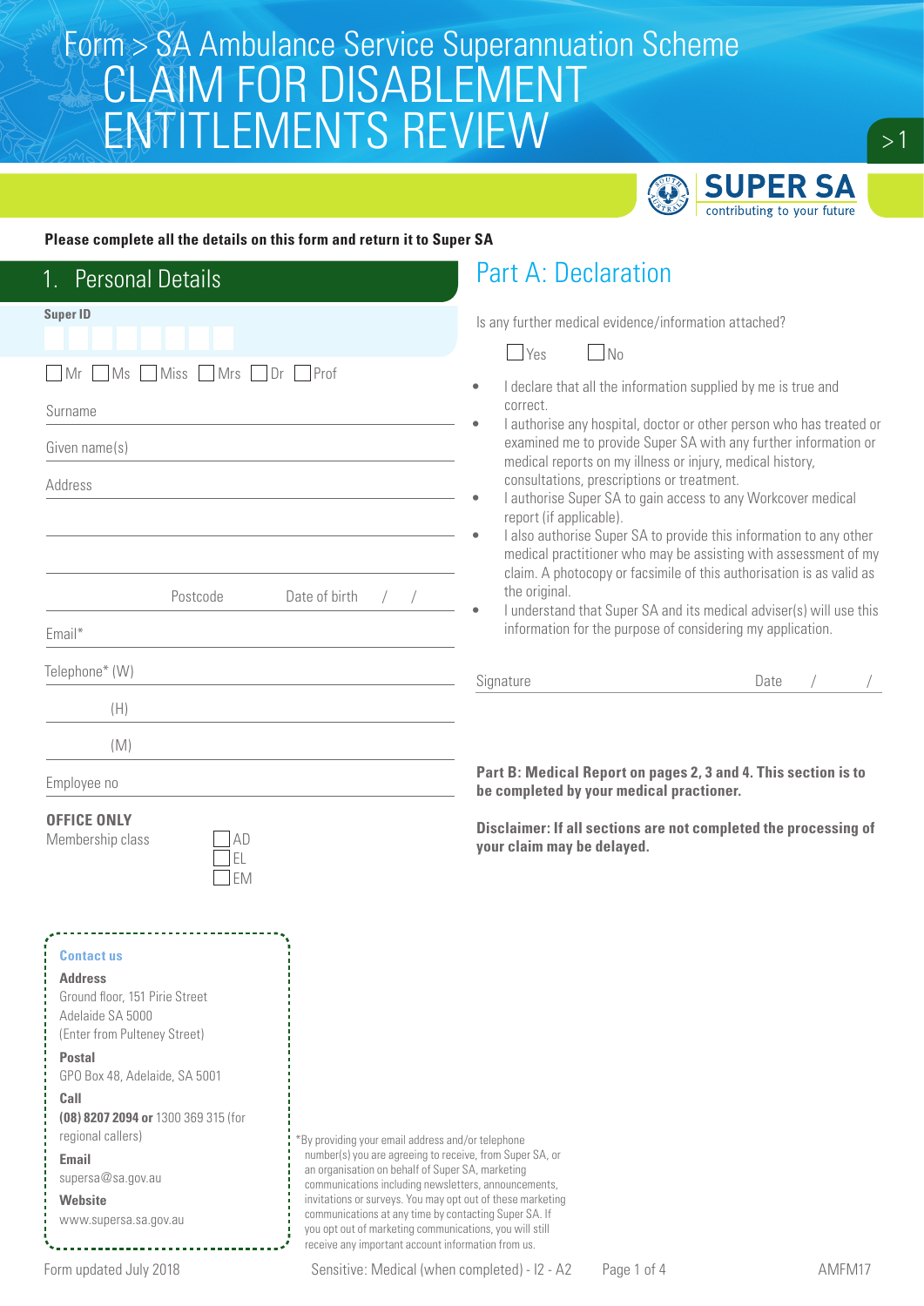# Form > SA Ambulance Service Superannuation Scheme

# CLAIM FOR DISABLEMENT ENTITLEMENTS REVIEW

SUPER SA
contributing to your future

**Please complete all the details on this form and return it to Super SA**

## 1. Personal Details

**Super ID**

☐ Mr ☐ Ms ☐ Miss ☐ Mrs ☐ Dr ☐ Prof

Surname

Given name(s)

Address

Postcode Date of birth / /

Email*

Telephone* (W)

(H)

(M)

Employee no

**OFFICE ONLY**

Membership class ☐ AD ☐ EL ☐ EM

**Contact us**

**Address**
Ground floor, 151 Pirie Street
Adelaide SA 5000
(Enter from Pulteney Street)

**Postal**
GPO Box 48, Adelaide, SA 5001

**Call**
**(08) 8207 2094 or** 1300 369 315 (for regional callers)

**Email**
supersa@sa.gov.au

**Website**
www.supersa.sa.gov.au

*By providing your email address and/or telephone number(s) you are agreeing to receive, from Super SA, or an organisation on behalf of Super SA, marketing communications including newsletters, announcements, invitations or surveys. You may opt out of these marketing communications at any time by contacting Super SA. If you opt out of marketing communications, you will still receive any important account information from us.

## Part A: Declaration

Is any further medical evidence/information attached?

☐ Yes ☐ No

- I declare that all the information supplied by me is true and correct.
- I authorise any hospital, doctor or other person who has treated or examined me to provide Super SA with any further information or medical reports on my illness or injury, medical history, consultations, prescriptions or treatment.
- I authorise Super SA to gain access to any Workcover medical report (if applicable).
- I also authorise Super SA to provide this information to any other medical practitioner who may be assisting with assessment of my claim. A photocopy or facsimile of this authorisation is as valid as the original.
- I understand that Super SA and its medical adviser(s) will use this information for the purpose of considering my application.

Signature Date / /

**Part B: Medical Report on pages 2, 3 and 4. This section is to be completed by your medical practioner.**

**Disclaimer: If all sections are not completed the processing of your claim may be delayed.**

Form updated July 2018 Sensitive: Medical (when completed) - I2 - A2 AMFM17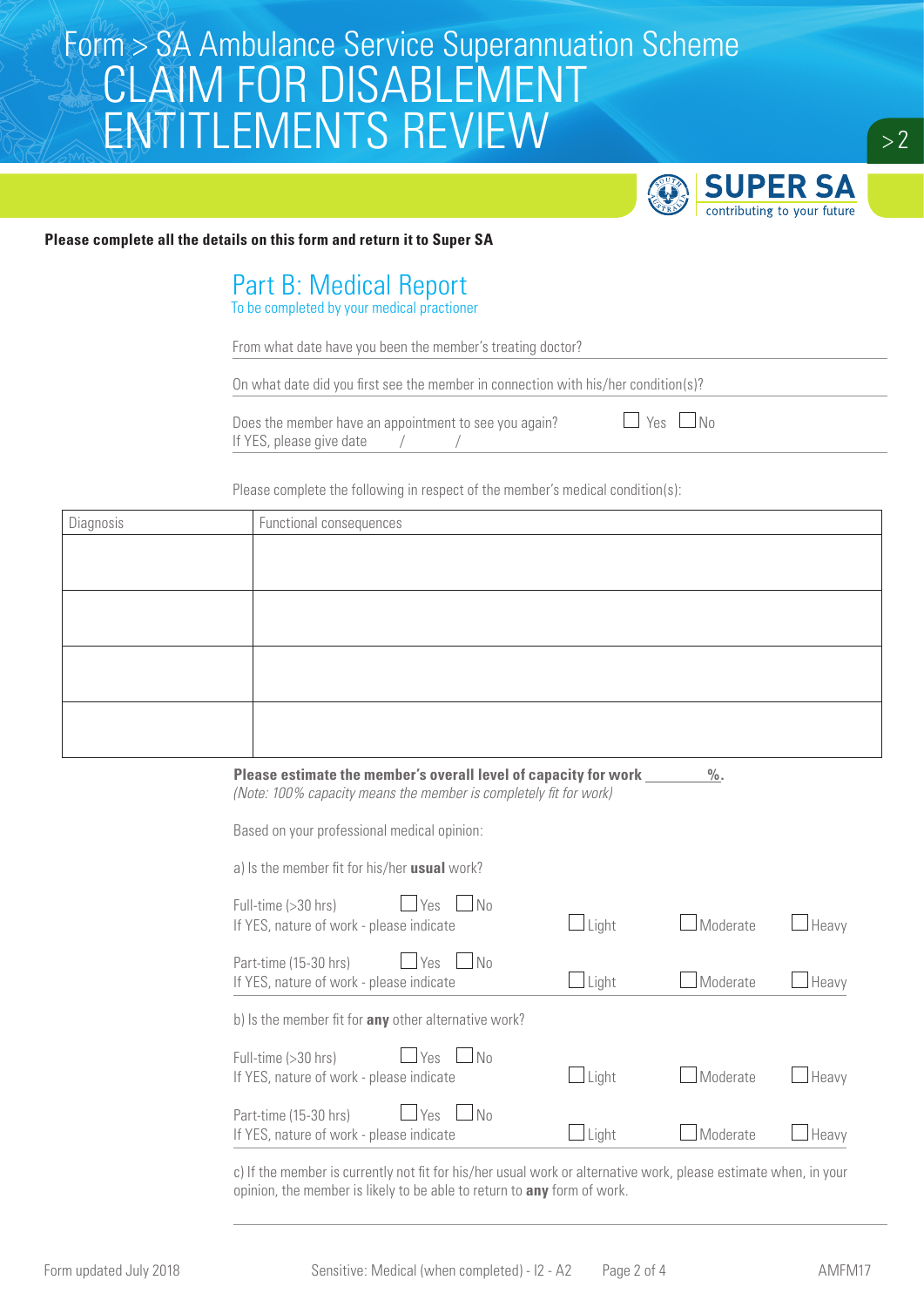# Form > SA Ambulance Service Superannuation Scheme
# CLAIM FOR DISABLEMENT ENTITLEMENTS REVIEW

SUPER SA
contributing to your future

**Please complete all the details on this form and return it to Super SA**

## Part B: Medical Report

To be completed by your medical practioner

From what date have you been the member's treating doctor?

On what date did you first see the member in connection with his/her condition(s)?

Does the member have an appointment to see you again? ☐ Yes ☐ No
If YES, please give date / /

Please complete the following in respect of the member's medical condition(s):

| Diagnosis | Functional consequences |
|---|---|
| | |
| | |
| | |
| | |

**Please estimate the member's overall level of capacity for work \_\_\_\_\_\_\_ %.**
*(Note: 100% capacity means the member is completely fit for work)*

Based on your professional medical opinion:

a) Is the member fit for his/her **usual** work?

Full-time (>30 hrs) ☐ Yes ☐ No
If YES, nature of work - please indicate ☐ Light ☐ Moderate ☐ Heavy

Part-time (15-30 hrs) ☐ Yes ☐ No
If YES, nature of work - please indicate ☐ Light ☐ Moderate ☐ Heavy

b) Is the member fit for **any** other alternative work?

Full-time (>30 hrs) ☐ Yes ☐ No
If YES, nature of work - please indicate ☐ Light ☐ Moderate ☐ Heavy

Part-time (15-30 hrs) ☐ Yes ☐ No
If YES, nature of work - please indicate ☐ Light ☐ Moderate ☐ Heavy

c) If the member is currently not fit for his/her usual work or alternative work, please estimate when, in your opinion, the member is likely to be able to return to **any** form of work.

Form updated July 2018 Sensitive: Medical (when completed) - I2 - A2 AMFM17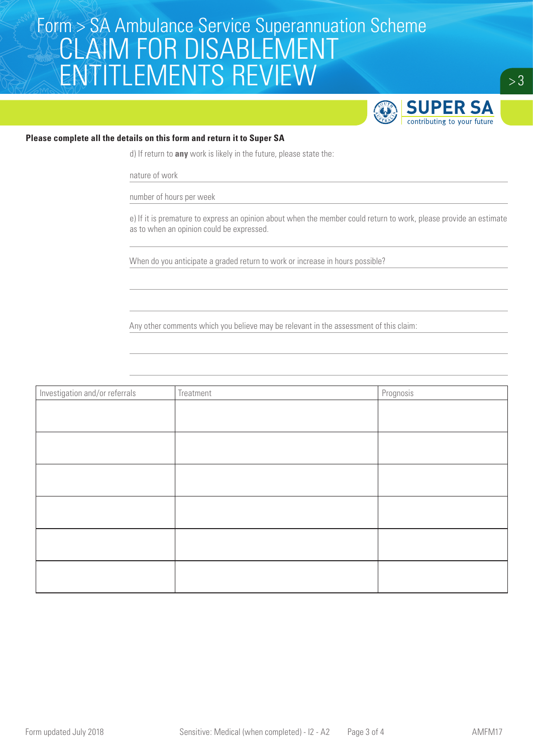# Form > SA Ambulance Service Superannuation Scheme

# CLAIM FOR DISABLEMENT ENTITLEMENTS REVIEW

SUPER SA contributing to your future

**Please complete all the details on this form and return it to Super SA**

d) If return to **any** work is likely in the future, please state the:

nature of work

number of hours per week

e) If it is premature to express an opinion about when the member could return to work, please provide an estimate as to when an opinion could be expressed.

When do you anticipate a graded return to work or increase in hours possible?

Any other comments which you believe may be relevant in the assessment of this claim:

| Investigation and/or referrals | Treatment | Prognosis |
|---|---|---|
| | | |
| | | |
| | | |
| | | |
| | | |
| | | |

Form updated July 2018 Sensitive: Medical (when completed) - I2 - A2 AMFM17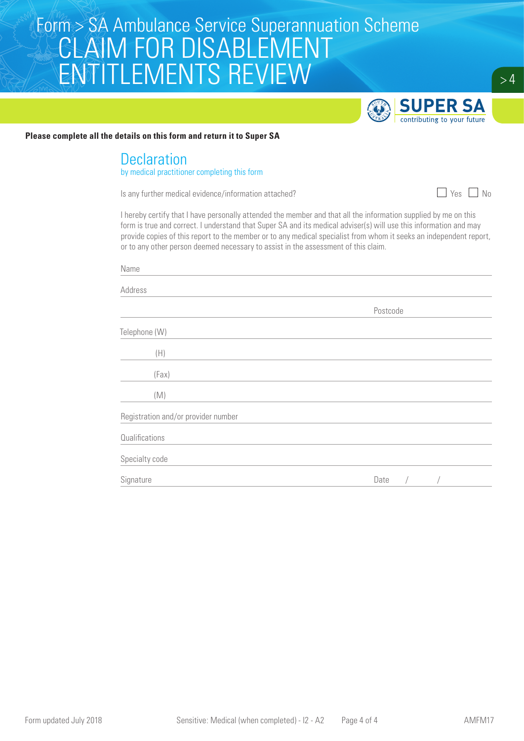# Form > SA Ambulance Service Superannuation Scheme

# CLAIM FOR DISABLEMENT ENTITLEMENTS REVIEW

**Please complete all the details on this form and return it to Super SA**

## Declaration

by medical practitioner completing this form

Is any further medical evidence/information attached? ☐ Yes ☐ No

I hereby certify that I have personally attended the member and that all the information supplied by me on this form is true and correct. I understand that Super SA and its medical adviser(s) will use this information and may provide copies of this report to the member or to any medical specialist from whom it seeks an independent report, or to any other person deemed necessary to assist in the assessment of this claim.

Name

Address

Postcode

Telephone (W)

(H)

(Fax)

(M)

Registration and/or provider number

Qualifications

Specialty code

Signature

Date / /

Form updated July 2018

Sensitive: Medical (when completed) - I2 - A2

AMFM17